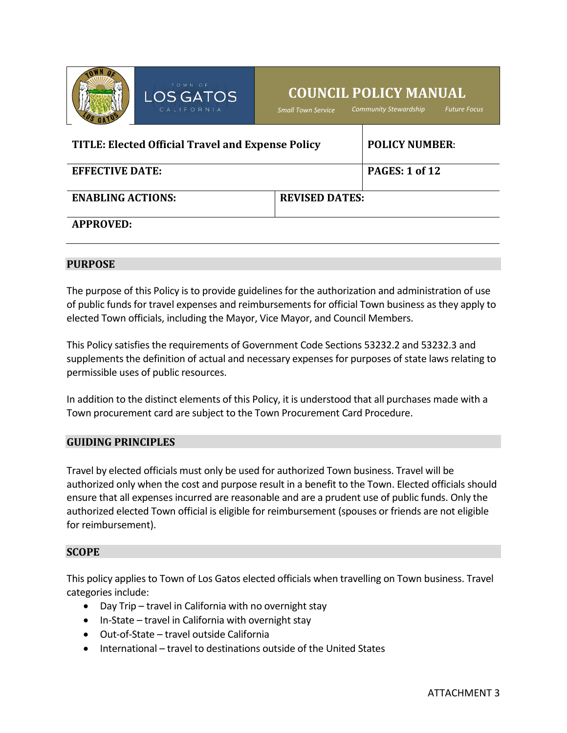**TOWN OF LOS GATOS CALIFORNIA**

# COUNCIL POLICY MANUAL

*Small Town Service* *Community Stewardship* *Future Focus*

| **TITLE: Elected Official Travel and Expense Policy** | | **POLICY NUMBER**: |
|---|---|---|
| **EFFECTIVE DATE:** | | **PAGES: 1 of 12** |
| **ENABLING ACTIONS:** | **REVISED DATES:** | |
| **APPROVED:** | | |

## PURPOSE

The purpose of this Policy is to provide guidelines for the authorization and administration of use of public funds for travel expenses and reimbursements for official Town business as they apply to elected Town officials, including the Mayor, Vice Mayor, and Council Members.

This Policy satisfies the requirements of Government Code Sections 53232.2 and 53232.3 and supplements the definition of actual and necessary expenses for purposes of state laws relating to permissible uses of public resources.

In addition to the distinct elements of this Policy, it is understood that all purchases made with a Town procurement card are subject to the Town Procurement Card Procedure.

## GUIDING PRINCIPLES

Travel by elected officials must only be used for authorized Town business. Travel will be authorized only when the cost and purpose result in a benefit to the Town. Elected officials should ensure that all expenses incurred are reasonable and are a prudent use of public funds. Only the authorized elected Town official is eligible for reimbursement (spouses or friends are not eligible for reimbursement).

## SCOPE

This policy applies to Town of Los Gatos elected officials when travelling on Town business. Travel categories include:

- Day Trip – travel in California with no overnight stay
- In-State – travel in California with overnight stay
- Out-of-State – travel outside California
- International – travel to destinations outside of the United States

ATTACHMENT 3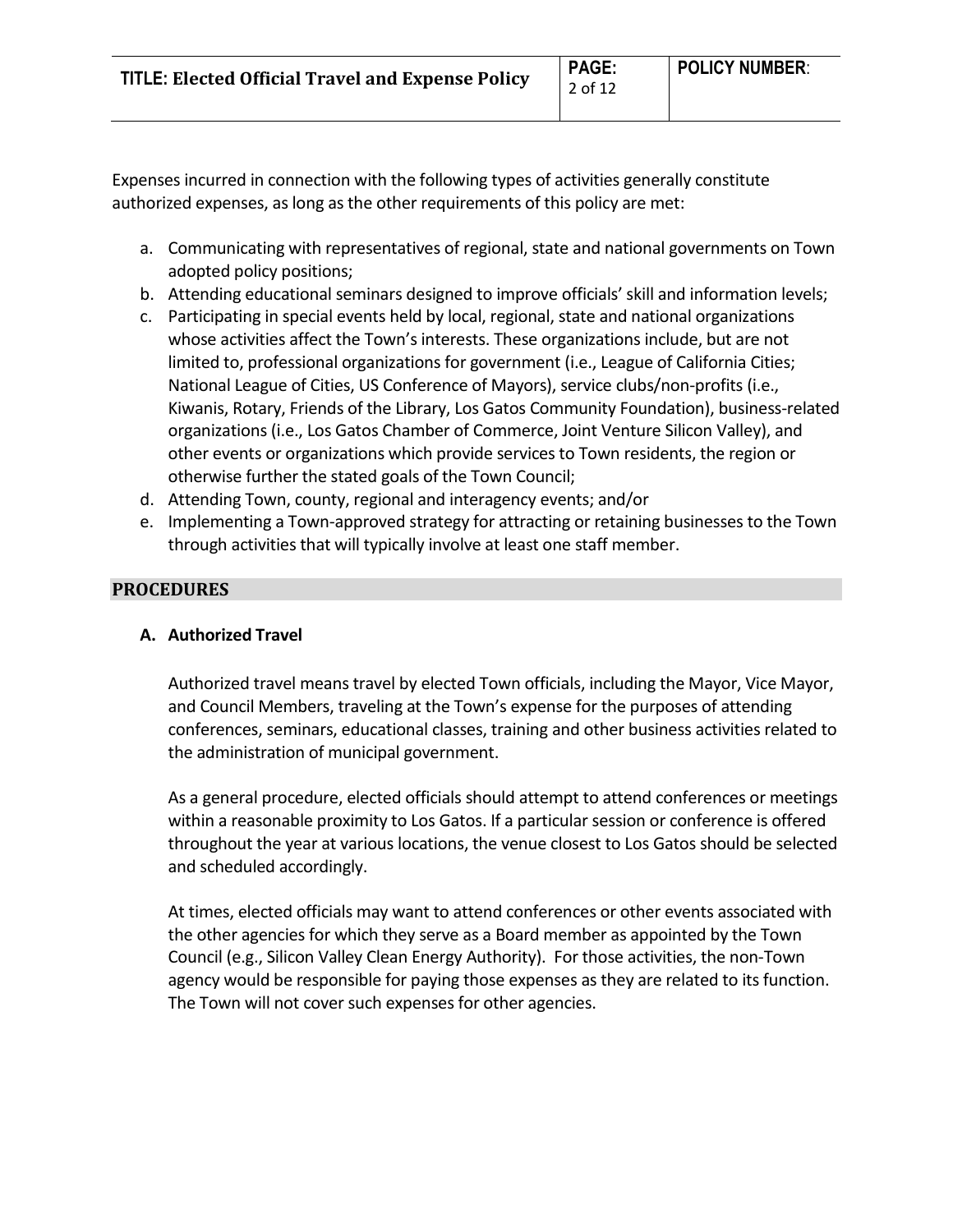Expenses incurred in connection with the following types of activities generally constitute authorized expenses, as long as the other requirements of this policy are met:

a. Communicating with representatives of regional, state and national governments on Town adopted policy positions;
b. Attending educational seminars designed to improve officials' skill and information levels;
c. Participating in special events held by local, regional, state and national organizations whose activities affect the Town's interests. These organizations include, but are not limited to, professional organizations for government (i.e., League of California Cities; National League of Cities, US Conference of Mayors), service clubs/non-profits (i.e., Kiwanis, Rotary, Friends of the Library, Los Gatos Community Foundation), business-related organizations (i.e., Los Gatos Chamber of Commerce, Joint Venture Silicon Valley), and other events or organizations which provide services to Town residents, the region or otherwise further the stated goals of the Town Council;
d. Attending Town, county, regional and interagency events; and/or
e. Implementing a Town-approved strategy for attracting or retaining businesses to the Town through activities that will typically involve at least one staff member.

## PROCEDURES

### A. Authorized Travel

Authorized travel means travel by elected Town officials, including the Mayor, Vice Mayor, and Council Members, traveling at the Town's expense for the purposes of attending conferences, seminars, educational classes, training and other business activities related to the administration of municipal government.

As a general procedure, elected officials should attempt to attend conferences or meetings within a reasonable proximity to Los Gatos. If a particular session or conference is offered throughout the year at various locations, the venue closest to Los Gatos should be selected and scheduled accordingly.

At times, elected officials may want to attend conferences or other events associated with the other agencies for which they serve as a Board member as appointed by the Town Council (e.g., Silicon Valley Clean Energy Authority). For those activities, the non-Town agency would be responsible for paying those expenses as they are related to its function. The Town will not cover such expenses for other agencies.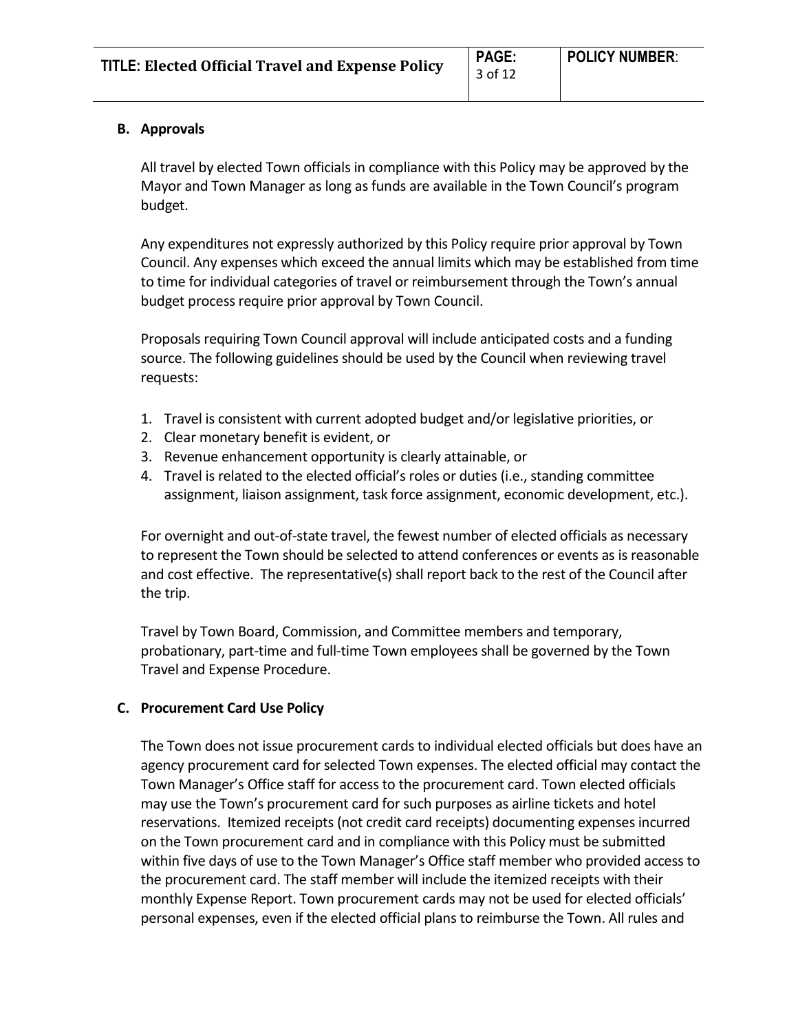## B. Approvals

All travel by elected Town officials in compliance with this Policy may be approved by the Mayor and Town Manager as long as funds are available in the Town Council's program budget.

Any expenditures not expressly authorized by this Policy require prior approval by Town Council. Any expenses which exceed the annual limits which may be established from time to time for individual categories of travel or reimbursement through the Town's annual budget process require prior approval by Town Council.

Proposals requiring Town Council approval will include anticipated costs and a funding source. The following guidelines should be used by the Council when reviewing travel requests:

1. Travel is consistent with current adopted budget and/or legislative priorities, or
2. Clear monetary benefit is evident, or
3. Revenue enhancement opportunity is clearly attainable, or
4. Travel is related to the elected official's roles or duties (i.e., standing committee assignment, liaison assignment, task force assignment, economic development, etc.).

For overnight and out-of-state travel, the fewest number of elected officials as necessary to represent the Town should be selected to attend conferences or events as is reasonable and cost effective. The representative(s) shall report back to the rest of the Council after the trip.

Travel by Town Board, Commission, and Committee members and temporary, probationary, part-time and full-time Town employees shall be governed by the Town Travel and Expense Procedure.

## C. Procurement Card Use Policy

The Town does not issue procurement cards to individual elected officials but does have an agency procurement card for selected Town expenses. The elected official may contact the Town Manager's Office staff for access to the procurement card. Town elected officials may use the Town's procurement card for such purposes as airline tickets and hotel reservations. Itemized receipts (not credit card receipts) documenting expenses incurred on the Town procurement card and in compliance with this Policy must be submitted within five days of use to the Town Manager's Office staff member who provided access to the procurement card. The staff member will include the itemized receipts with their monthly Expense Report. Town procurement cards may not be used for elected officials' personal expenses, even if the elected official plans to reimburse the Town. All rules and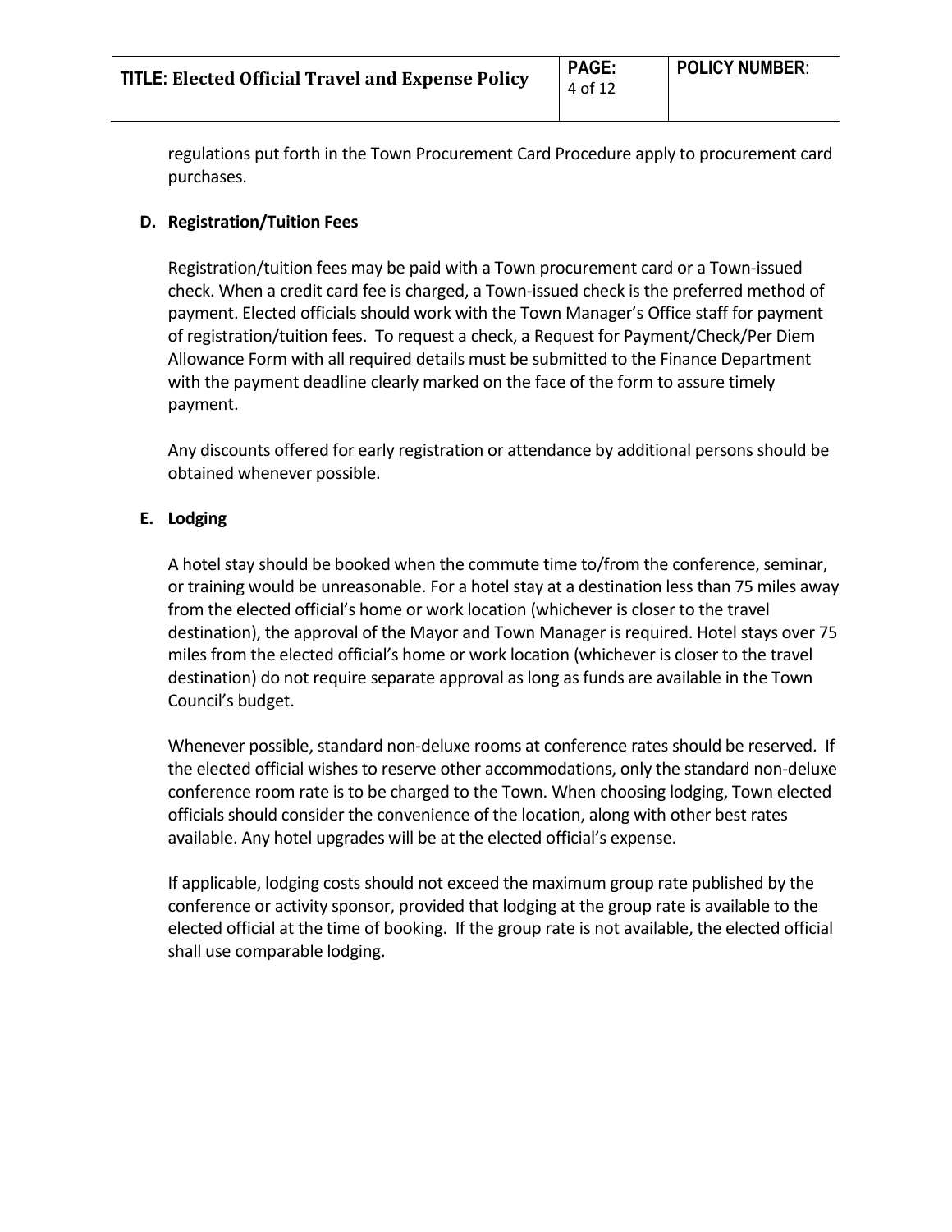regulations put forth in the Town Procurement Card Procedure apply to procurement card purchases.

### D. Registration/Tuition Fees

Registration/tuition fees may be paid with a Town procurement card or a Town-issued check. When a credit card fee is charged, a Town-issued check is the preferred method of payment. Elected officials should work with the Town Manager's Office staff for payment of registration/tuition fees. To request a check, a Request for Payment/Check/Per Diem Allowance Form with all required details must be submitted to the Finance Department with the payment deadline clearly marked on the face of the form to assure timely payment.

Any discounts offered for early registration or attendance by additional persons should be obtained whenever possible.

### E. Lodging

A hotel stay should be booked when the commute time to/from the conference, seminar, or training would be unreasonable. For a hotel stay at a destination less than 75 miles away from the elected official's home or work location (whichever is closer to the travel destination), the approval of the Mayor and Town Manager is required. Hotel stays over 75 miles from the elected official's home or work location (whichever is closer to the travel destination) do not require separate approval as long as funds are available in the Town Council's budget.

Whenever possible, standard non-deluxe rooms at conference rates should be reserved. If the elected official wishes to reserve other accommodations, only the standard non-deluxe conference room rate is to be charged to the Town. When choosing lodging, Town elected officials should consider the convenience of the location, along with other best rates available. Any hotel upgrades will be at the elected official's expense.

If applicable, lodging costs should not exceed the maximum group rate published by the conference or activity sponsor, provided that lodging at the group rate is available to the elected official at the time of booking. If the group rate is not available, the elected official shall use comparable lodging.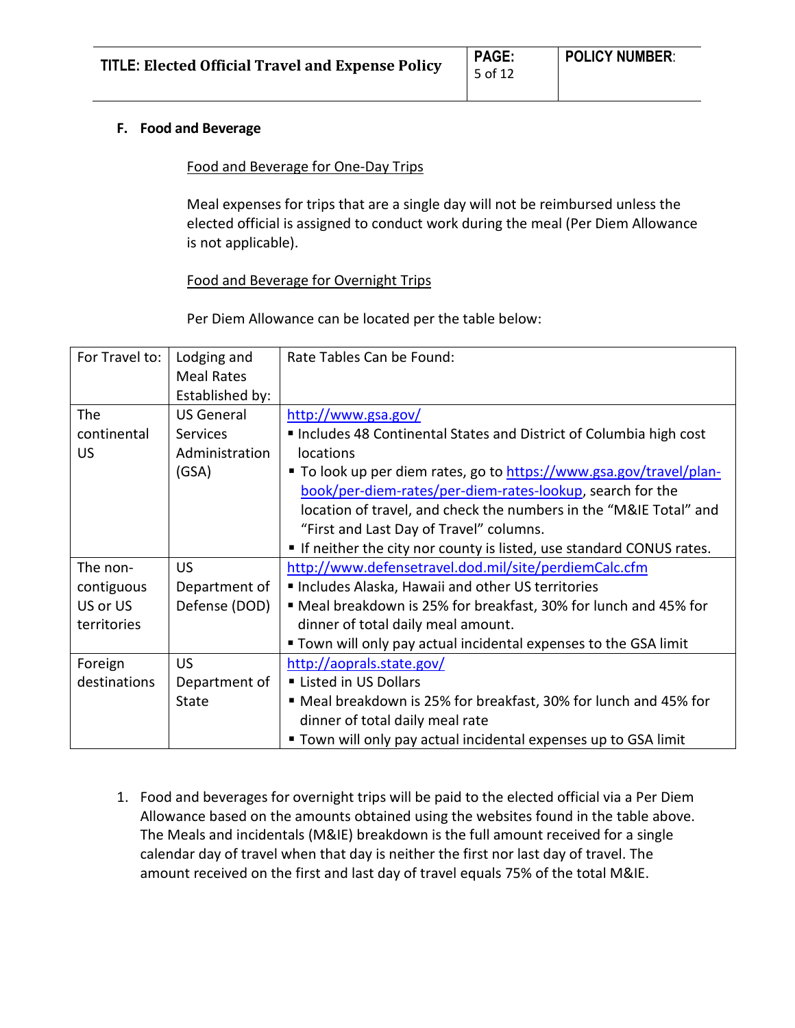### F. Food and Beverage

Food and Beverage for One-Day Trips

Meal expenses for trips that are a single day will not be reimbursed unless the elected official is assigned to conduct work during the meal (Per Diem Allowance is not applicable).

Food and Beverage for Overnight Trips

Per Diem Allowance can be located per the table below:

| For Travel to: | Lodging and Meal Rates Established by: | Rate Tables Can be Found: |
|---|---|---|
| The continental US | US General Services Administration (GSA) | http://www.gsa.gov/ ▪ Includes 48 Continental States and District of Columbia high cost locations ▪ To look up per diem rates, go to https://www.gsa.gov/travel/plan-book/per-diem-rates/per-diem-rates-lookup, search for the location of travel, and check the numbers in the "M&IE Total" and "First and Last Day of Travel" columns. ▪ If neither the city nor county is listed, use standard CONUS rates. |
| The non-contiguous US or US territories | US Department of Defense (DOD) | http://www.defensetravel.dod.mil/site/perdiemCalc.cfm ▪ Includes Alaska, Hawaii and other US territories ▪ Meal breakdown is 25% for breakfast, 30% for lunch and 45% for dinner of total daily meal amount. ▪ Town will only pay actual incidental expenses to the GSA limit |
| Foreign destinations | US Department of State | http://aoprals.state.gov/ ▪ Listed in US Dollars ▪ Meal breakdown is 25% for breakfast, 30% for lunch and 45% for dinner of total daily meal rate ▪ Town will only pay actual incidental expenses up to GSA limit |

1. Food and beverages for overnight trips will be paid to the elected official via a Per Diem Allowance based on the amounts obtained using the websites found in the table above. The Meals and incidentals (M&IE) breakdown is the full amount received for a single calendar day of travel when that day is neither the first nor last day of travel. The amount received on the first and last day of travel equals 75% of the total M&IE.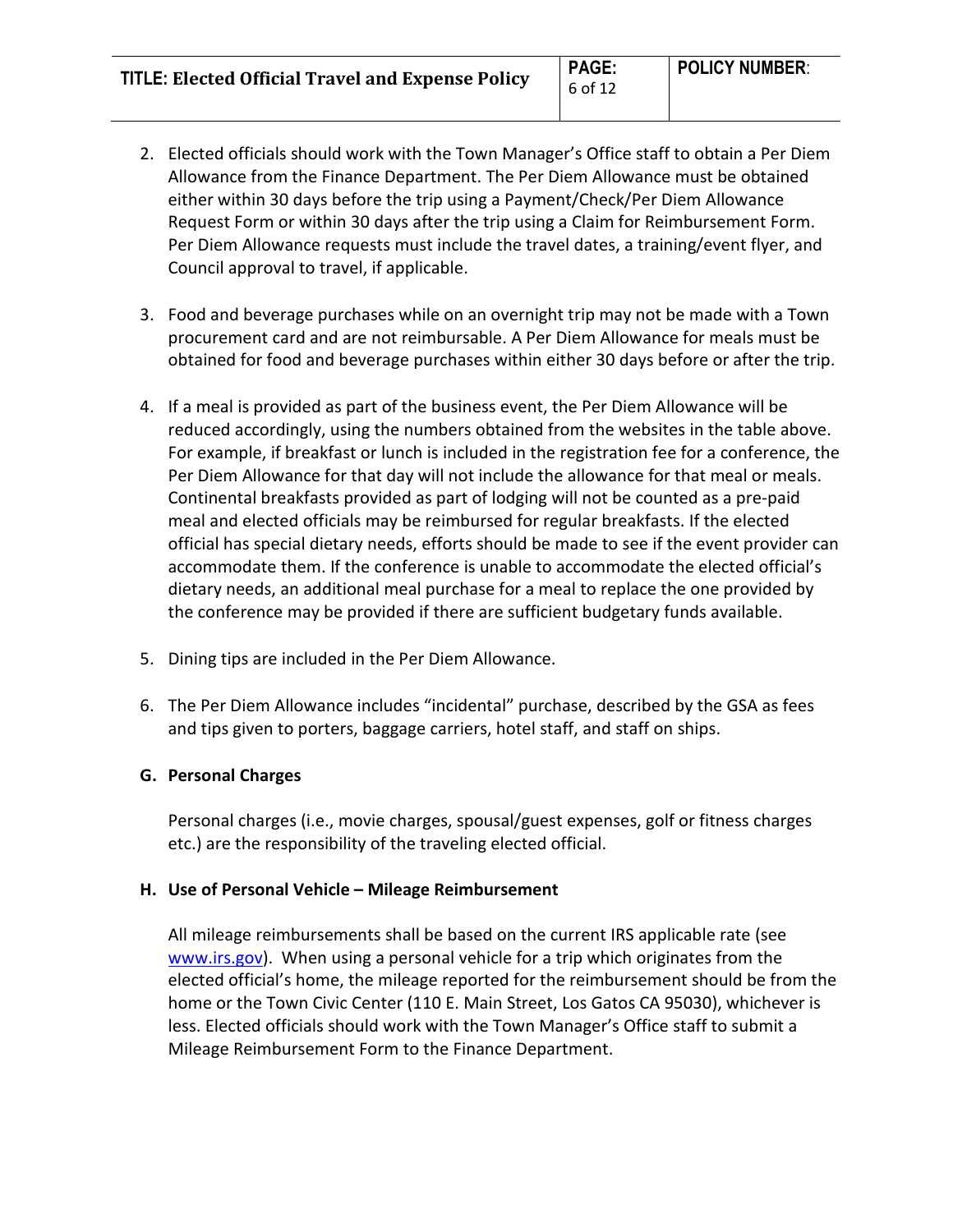2. Elected officials should work with the Town Manager's Office staff to obtain a Per Diem Allowance from the Finance Department. The Per Diem Allowance must be obtained either within 30 days before the trip using a Payment/Check/Per Diem Allowance Request Form or within 30 days after the trip using a Claim for Reimbursement Form. Per Diem Allowance requests must include the travel dates, a training/event flyer, and Council approval to travel, if applicable.

3. Food and beverage purchases while on an overnight trip may not be made with a Town procurement card and are not reimbursable. A Per Diem Allowance for meals must be obtained for food and beverage purchases within either 30 days before or after the trip.

4. If a meal is provided as part of the business event, the Per Diem Allowance will be reduced accordingly, using the numbers obtained from the websites in the table above. For example, if breakfast or lunch is included in the registration fee for a conference, the Per Diem Allowance for that day will not include the allowance for that meal or meals. Continental breakfasts provided as part of lodging will not be counted as a pre-paid meal and elected officials may be reimbursed for regular breakfasts. If the elected official has special dietary needs, efforts should be made to see if the event provider can accommodate them. If the conference is unable to accommodate the elected official's dietary needs, an additional meal purchase for a meal to replace the one provided by the conference may be provided if there are sufficient budgetary funds available.

5. Dining tips are included in the Per Diem Allowance.

6. The Per Diem Allowance includes "incidental" purchase, described by the GSA as fees and tips given to porters, baggage carriers, hotel staff, and staff on ships.

### G. Personal Charges

Personal charges (i.e., movie charges, spousal/guest expenses, golf or fitness charges etc.) are the responsibility of the traveling elected official.

### H. Use of Personal Vehicle – Mileage Reimbursement

All mileage reimbursements shall be based on the current IRS applicable rate (see [www.irs.gov](http://www.irs.gov)). When using a personal vehicle for a trip which originates from the elected official's home, the mileage reported for the reimbursement should be from the home or the Town Civic Center (110 E. Main Street, Los Gatos CA 95030), whichever is less. Elected officials should work with the Town Manager's Office staff to submit a Mileage Reimbursement Form to the Finance Department.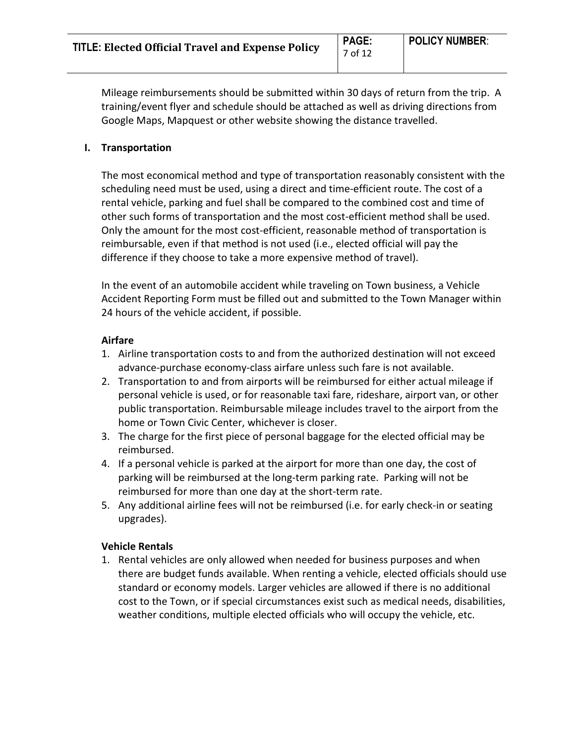Mileage reimbursements should be submitted within 30 days of return from the trip. A training/event flyer and schedule should be attached as well as driving directions from Google Maps, Mapquest or other website showing the distance travelled.

## I. Transportation

The most economical method and type of transportation reasonably consistent with the scheduling need must be used, using a direct and time-efficient route. The cost of a rental vehicle, parking and fuel shall be compared to the combined cost and time of other such forms of transportation and the most cost-efficient method shall be used. Only the amount for the most cost-efficient, reasonable method of transportation is reimbursable, even if that method is not used (i.e., elected official will pay the difference if they choose to take a more expensive method of travel).

In the event of an automobile accident while traveling on Town business, a Vehicle Accident Reporting Form must be filled out and submitted to the Town Manager within 24 hours of the vehicle accident, if possible.

### Airfare

1. Airline transportation costs to and from the authorized destination will not exceed advance-purchase economy-class airfare unless such fare is not available.
2. Transportation to and from airports will be reimbursed for either actual mileage if personal vehicle is used, or for reasonable taxi fare, rideshare, airport van, or other public transportation. Reimbursable mileage includes travel to the airport from the home or Town Civic Center, whichever is closer.
3. The charge for the first piece of personal baggage for the elected official may be reimbursed.
4. If a personal vehicle is parked at the airport for more than one day, the cost of parking will be reimbursed at the long-term parking rate. Parking will not be reimbursed for more than one day at the short-term rate.
5. Any additional airline fees will not be reimbursed (i.e. for early check-in or seating upgrades).

### Vehicle Rentals

1. Rental vehicles are only allowed when needed for business purposes and when there are budget funds available. When renting a vehicle, elected officials should use standard or economy models. Larger vehicles are allowed if there is no additional cost to the Town, or if special circumstances exist such as medical needs, disabilities, weather conditions, multiple elected officials who will occupy the vehicle, etc.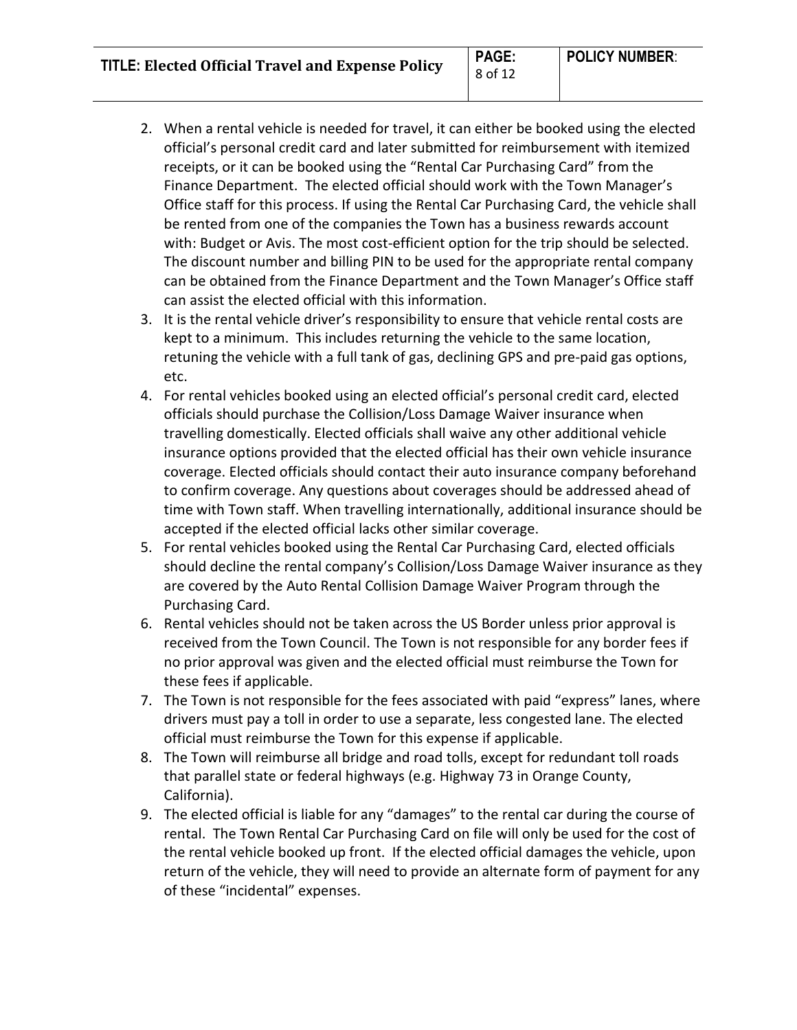2. When a rental vehicle is needed for travel, it can either be booked using the elected official's personal credit card and later submitted for reimbursement with itemized receipts, or it can be booked using the "Rental Car Purchasing Card" from the Finance Department. The elected official should work with the Town Manager's Office staff for this process. If using the Rental Car Purchasing Card, the vehicle shall be rented from one of the companies the Town has a business rewards account with: Budget or Avis. The most cost-efficient option for the trip should be selected. The discount number and billing PIN to be used for the appropriate rental company can be obtained from the Finance Department and the Town Manager's Office staff can assist the elected official with this information.
3. It is the rental vehicle driver's responsibility to ensure that vehicle rental costs are kept to a minimum. This includes returning the vehicle to the same location, retuning the vehicle with a full tank of gas, declining GPS and pre-paid gas options, etc.
4. For rental vehicles booked using an elected official's personal credit card, elected officials should purchase the Collision/Loss Damage Waiver insurance when travelling domestically. Elected officials shall waive any other additional vehicle insurance options provided that the elected official has their own vehicle insurance coverage. Elected officials should contact their auto insurance company beforehand to confirm coverage. Any questions about coverages should be addressed ahead of time with Town staff. When travelling internationally, additional insurance should be accepted if the elected official lacks other similar coverage.
5. For rental vehicles booked using the Rental Car Purchasing Card, elected officials should decline the rental company's Collision/Loss Damage Waiver insurance as they are covered by the Auto Rental Collision Damage Waiver Program through the Purchasing Card.
6. Rental vehicles should not be taken across the US Border unless prior approval is received from the Town Council. The Town is not responsible for any border fees if no prior approval was given and the elected official must reimburse the Town for these fees if applicable.
7. The Town is not responsible for the fees associated with paid "express" lanes, where drivers must pay a toll in order to use a separate, less congested lane. The elected official must reimburse the Town for this expense if applicable.
8. The Town will reimburse all bridge and road tolls, except for redundant toll roads that parallel state or federal highways (e.g. Highway 73 in Orange County, California).
9. The elected official is liable for any "damages" to the rental car during the course of rental. The Town Rental Car Purchasing Card on file will only be used for the cost of the rental vehicle booked up front. If the elected official damages the vehicle, upon return of the vehicle, they will need to provide an alternate form of payment for any of these "incidental" expenses.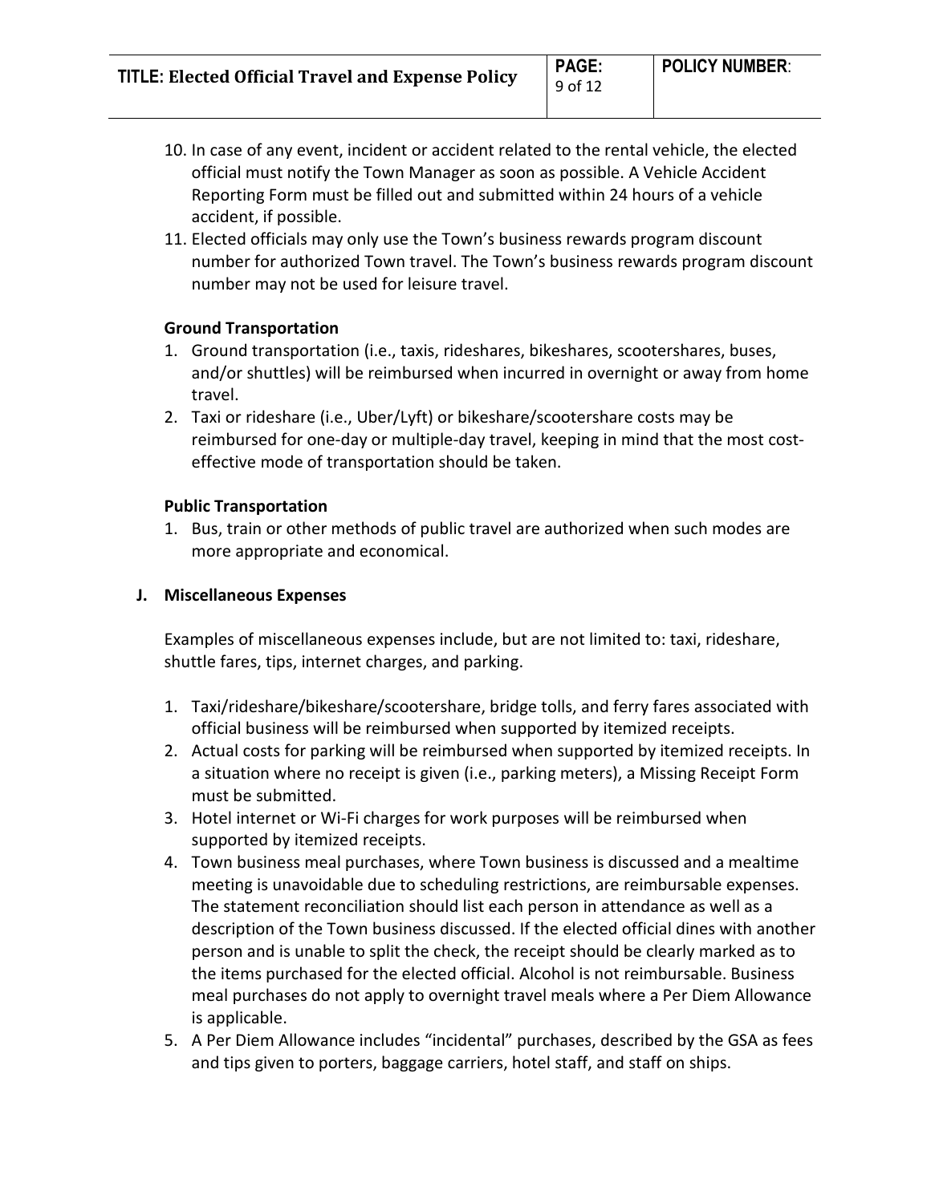10. In case of any event, incident or accident related to the rental vehicle, the elected official must notify the Town Manager as soon as possible. A Vehicle Accident Reporting Form must be filled out and submitted within 24 hours of a vehicle accident, if possible.
11. Elected officials may only use the Town's business rewards program discount number for authorized Town travel. The Town's business rewards program discount number may not be used for leisure travel.

**Ground Transportation**

1. Ground transportation (i.e., taxis, rideshares, bikeshares, scootershares, buses, and/or shuttles) will be reimbursed when incurred in overnight or away from home travel.
2. Taxi or rideshare (i.e., Uber/Lyft) or bikeshare/scootershare costs may be reimbursed for one-day or multiple-day travel, keeping in mind that the most cost-effective mode of transportation should be taken.

**Public Transportation**

1. Bus, train or other methods of public travel are authorized when such modes are more appropriate and economical.

### J. Miscellaneous Expenses

Examples of miscellaneous expenses include, but are not limited to: taxi, rideshare, shuttle fares, tips, internet charges, and parking.

1. Taxi/rideshare/bikeshare/scootershare, bridge tolls, and ferry fares associated with official business will be reimbursed when supported by itemized receipts.
2. Actual costs for parking will be reimbursed when supported by itemized receipts. In a situation where no receipt is given (i.e., parking meters), a Missing Receipt Form must be submitted.
3. Hotel internet or Wi-Fi charges for work purposes will be reimbursed when supported by itemized receipts.
4. Town business meal purchases, where Town business is discussed and a mealtime meeting is unavoidable due to scheduling restrictions, are reimbursable expenses. The statement reconciliation should list each person in attendance as well as a description of the Town business discussed. If the elected official dines with another person and is unable to split the check, the receipt should be clearly marked as to the items purchased for the elected official. Alcohol is not reimbursable. Business meal purchases do not apply to overnight travel meals where a Per Diem Allowance is applicable.
5. A Per Diem Allowance includes "incidental" purchases, described by the GSA as fees and tips given to porters, baggage carriers, hotel staff, and staff on ships.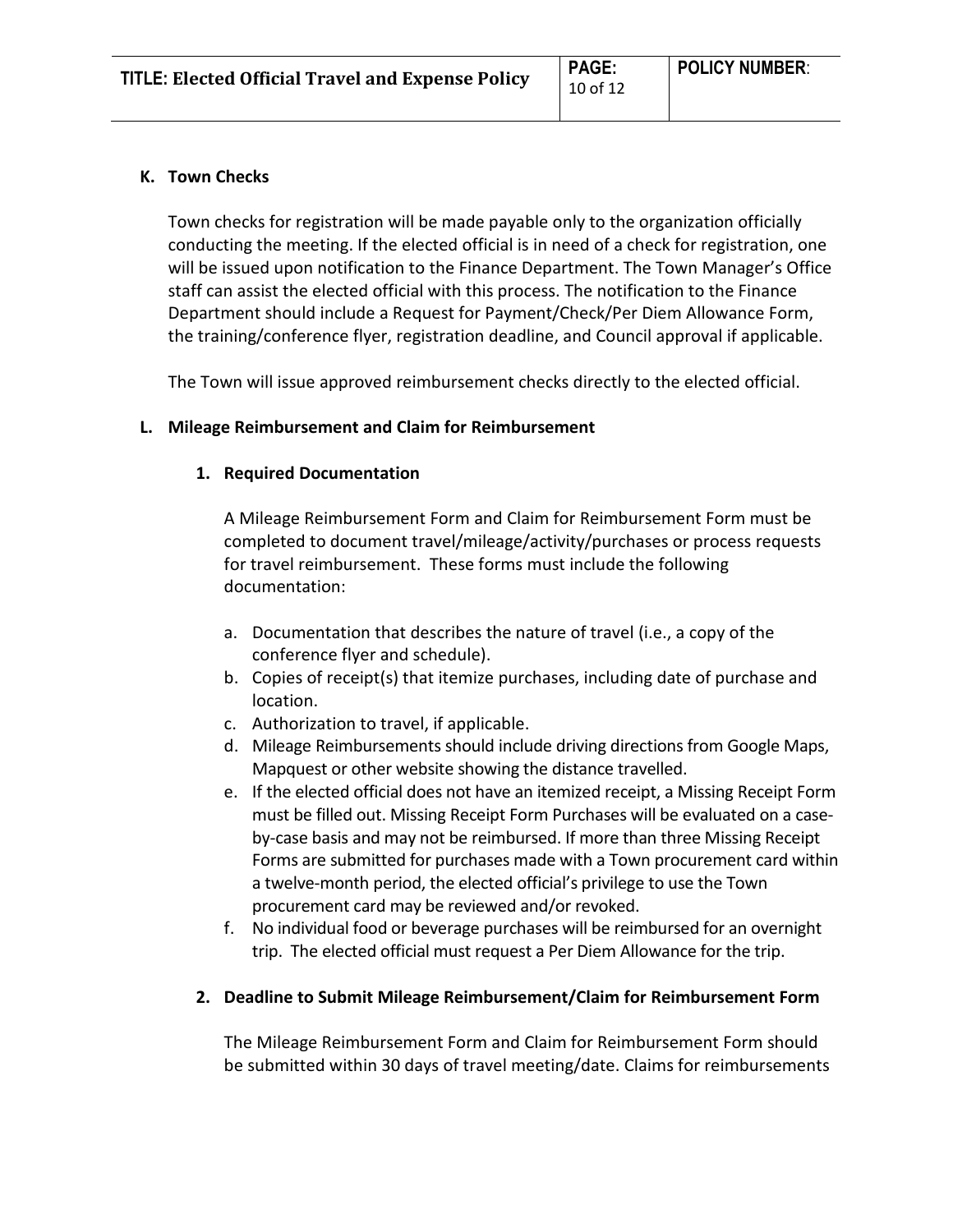**K. Town Checks**

Town checks for registration will be made payable only to the organization officially conducting the meeting. If the elected official is in need of a check for registration, one will be issued upon notification to the Finance Department. The Town Manager's Office staff can assist the elected official with this process. The notification to the Finance Department should include a Request for Payment/Check/Per Diem Allowance Form, the training/conference flyer, registration deadline, and Council approval if applicable.

The Town will issue approved reimbursement checks directly to the elected official.

**L. Mileage Reimbursement and Claim for Reimbursement**

**1. Required Documentation**

A Mileage Reimbursement Form and Claim for Reimbursement Form must be completed to document travel/mileage/activity/purchases or process requests for travel reimbursement. These forms must include the following documentation:

a. Documentation that describes the nature of travel (i.e., a copy of the conference flyer and schedule).
b. Copies of receipt(s) that itemize purchases, including date of purchase and location.
c. Authorization to travel, if applicable.
d. Mileage Reimbursements should include driving directions from Google Maps, Mapquest or other website showing the distance travelled.
e. If the elected official does not have an itemized receipt, a Missing Receipt Form must be filled out. Missing Receipt Form Purchases will be evaluated on a case-by-case basis and may not be reimbursed. If more than three Missing Receipt Forms are submitted for purchases made with a Town procurement card within a twelve-month period, the elected official's privilege to use the Town procurement card may be reviewed and/or revoked.
f. No individual food or beverage purchases will be reimbursed for an overnight trip. The elected official must request a Per Diem Allowance for the trip.

**2. Deadline to Submit Mileage Reimbursement/Claim for Reimbursement Form**

The Mileage Reimbursement Form and Claim for Reimbursement Form should be submitted within 30 days of travel meeting/date. Claims for reimbursements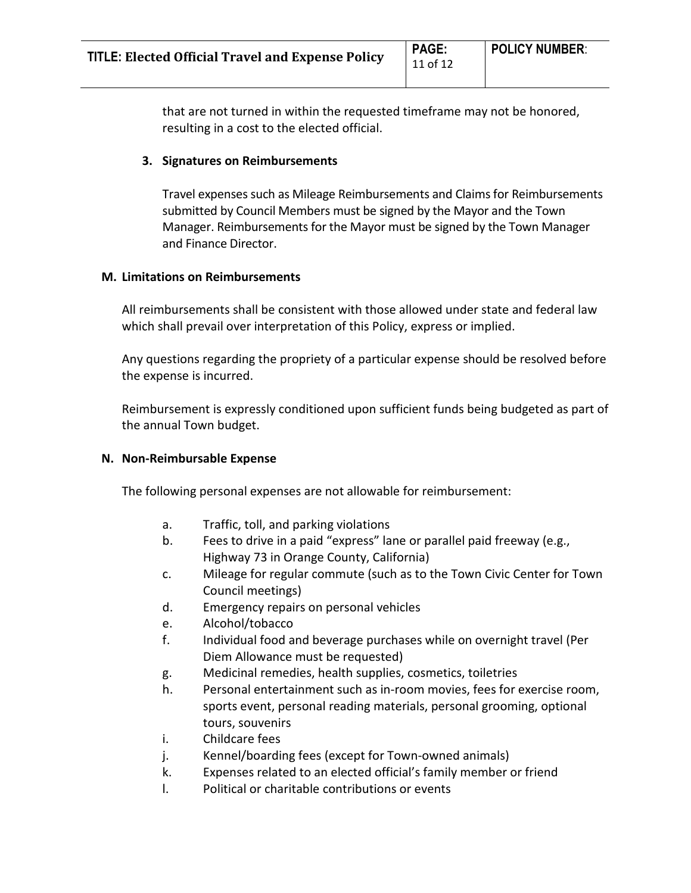that are not turned in within the requested timeframe may not be honored, resulting in a cost to the elected official.

**3. Signatures on Reimbursements**

Travel expenses such as Mileage Reimbursements and Claims for Reimbursements submitted by Council Members must be signed by the Mayor and the Town Manager. Reimbursements for the Mayor must be signed by the Town Manager and Finance Director.

**M. Limitations on Reimbursements**

All reimbursements shall be consistent with those allowed under state and federal law which shall prevail over interpretation of this Policy, express or implied.

Any questions regarding the propriety of a particular expense should be resolved before the expense is incurred.

Reimbursement is expressly conditioned upon sufficient funds being budgeted as part of the annual Town budget.

**N. Non-Reimbursable Expense**

The following personal expenses are not allowable for reimbursement:

a. Traffic, toll, and parking violations
b. Fees to drive in a paid "express" lane or parallel paid freeway (e.g., Highway 73 in Orange County, California)
c. Mileage for regular commute (such as to the Town Civic Center for Town Council meetings)
d. Emergency repairs on personal vehicles
e. Alcohol/tobacco
f. Individual food and beverage purchases while on overnight travel (Per Diem Allowance must be requested)
g. Medicinal remedies, health supplies, cosmetics, toiletries
h. Personal entertainment such as in-room movies, fees for exercise room, sports event, personal reading materials, personal grooming, optional tours, souvenirs
i. Childcare fees
j. Kennel/boarding fees (except for Town-owned animals)
k. Expenses related to an elected official's family member or friend
l. Political or charitable contributions or events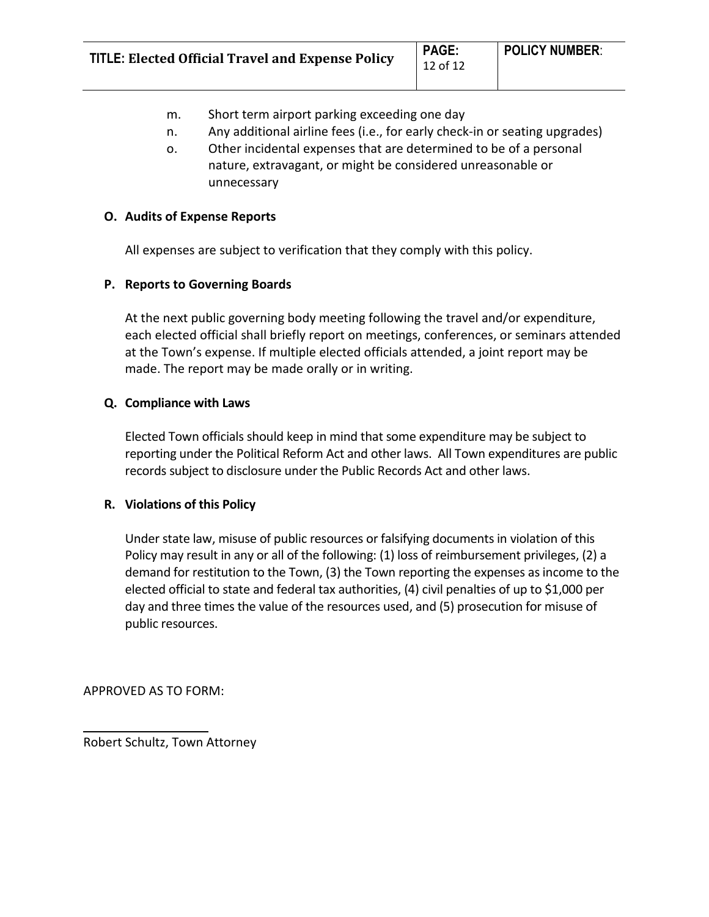m. Short term airport parking exceeding one day
n. Any additional airline fees (i.e., for early check-in or seating upgrades)
o. Other incidental expenses that are determined to be of a personal nature, extravagant, or might be considered unreasonable or unnecessary

**O. Audits of Expense Reports**

All expenses are subject to verification that they comply with this policy.

**P. Reports to Governing Boards**

At the next public governing body meeting following the travel and/or expenditure, each elected official shall briefly report on meetings, conferences, or seminars attended at the Town's expense. If multiple elected officials attended, a joint report may be made. The report may be made orally or in writing.

**Q. Compliance with Laws**

Elected Town officials should keep in mind that some expenditure may be subject to reporting under the Political Reform Act and other laws. All Town expenditures are public records subject to disclosure under the Public Records Act and other laws.

**R. Violations of this Policy**

Under state law, misuse of public resources or falsifying documents in violation of this Policy may result in any or all of the following: (1) loss of reimbursement privileges, (2) a demand for restitution to the Town, (3) the Town reporting the expenses as income to the elected official to state and federal tax authorities, (4) civil penalties of up to $1,000 per day and three times the value of the resources used, and (5) prosecution for misuse of public resources.

APPROVED AS TO FORM:

\_\_\_\_\_\_\_\_\_\_\_\_\_\_\_\_\_\_\_\_

Robert Schultz, Town Attorney